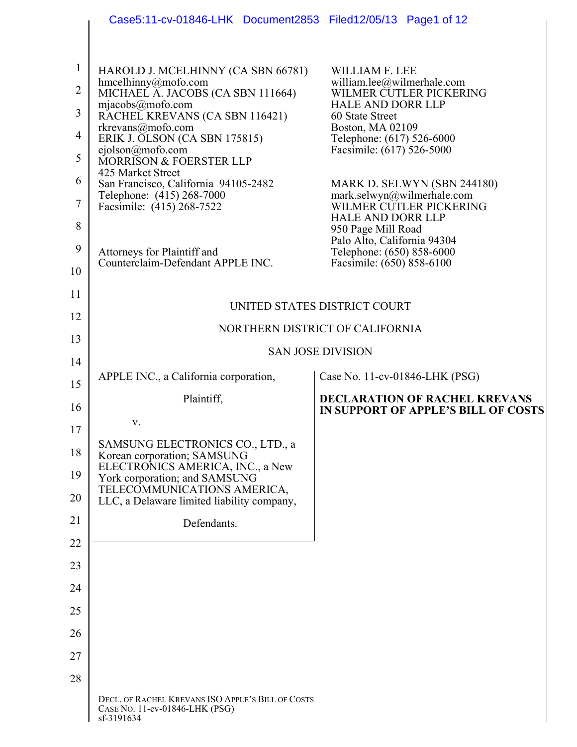HAROLD J. MCELHINNY (CA SBN 66781)
hmcelhinny@mofo.com
MICHAEL A. JACOBS (CA SBN 111664)
mjacobs@mofo.com
RACHEL KREVANS (CA SBN 116421)
rkrevans@mofo.com
ERIK J. OLSON (CA SBN 175815)
ejolson@mofo.com
MORRISON & FOERSTER LLP
425 Market Street
San Francisco, California 94105-2482
Telephone: (415) 268-7000
Facsimile: (415) 268-7522

Attorneys for Plaintiff and
Counterclaim-Defendant APPLE INC.

WILLIAM F. LEE
william.lee@wilmerhale.com
WILMER CUTLER PICKERING
HALE AND DORR LLP
60 State Street
Boston, MA 02109
Telephone: (617) 526-6000
Facsimile: (617) 526-5000

MARK D. SELWYN (SBN 244180)
mark.selwyn@wilmerhale.com
WILMER CUTLER PICKERING
HALE AND DORR LLP
950 Page Mill Road
Palo Alto, California 94304
Telephone: (650) 858-6000
Facsimile: (650) 858-6100

UNITED STATES DISTRICT COURT

NORTHERN DISTRICT OF CALIFORNIA

SAN JOSE DIVISION

APPLE INC., a California corporation,

Plaintiff,

v.

SAMSUNG ELECTRONICS CO., LTD., a Korean corporation; SAMSUNG ELECTRONICS AMERICA, INC., a New York corporation; and SAMSUNG TELECOMMUNICATIONS AMERICA, LLC, a Delaware limited liability company,

Defendants.

Case No. 11-cv-01846-LHK (PSG)

**DECLARATION OF RACHEL KREVANS IN SUPPORT OF APPLE'S BILL OF COSTS**

DECL. OF RACHEL KREVANS ISO APPLE'S BILL OF COSTS
CASE NO. 11-cv-01846-LHK (PSG)
sf-3191634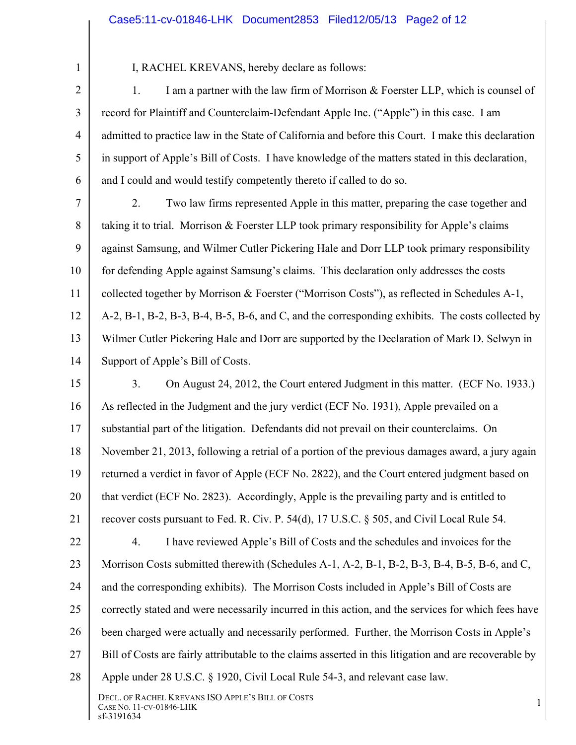I, RACHEL KREVANS, hereby declare as follows:

1. I am a partner with the law firm of Morrison & Foerster LLP, which is counsel of record for Plaintiff and Counterclaim-Defendant Apple Inc. ("Apple") in this case. I am admitted to practice law in the State of California and before this Court. I make this declaration in support of Apple's Bill of Costs. I have knowledge of the matters stated in this declaration, and I could and would testify competently thereto if called to do so.

2. Two law firms represented Apple in this matter, preparing the case together and taking it to trial. Morrison & Foerster LLP took primary responsibility for Apple's claims against Samsung, and Wilmer Cutler Pickering Hale and Dorr LLP took primary responsibility for defending Apple against Samsung's claims. This declaration only addresses the costs collected together by Morrison & Foerster ("Morrison Costs"), as reflected in Schedules A-1, A-2, B-1, B-2, B-3, B-4, B-5, B-6, and C, and the corresponding exhibits. The costs collected by Wilmer Cutler Pickering Hale and Dorr are supported by the Declaration of Mark D. Selwyn in Support of Apple's Bill of Costs.

3. On August 24, 2012, the Court entered Judgment in this matter. (ECF No. 1933.) As reflected in the Judgment and the jury verdict (ECF No. 1931), Apple prevailed on a substantial part of the litigation. Defendants did not prevail on their counterclaims. On November 21, 2013, following a retrial of a portion of the previous damages award, a jury again returned a verdict in favor of Apple (ECF No. 2822), and the Court entered judgment based on that verdict (ECF No. 2823). Accordingly, Apple is the prevailing party and is entitled to recover costs pursuant to Fed. R. Civ. P. 54(d), 17 U.S.C. § 505, and Civil Local Rule 54.

4. I have reviewed Apple's Bill of Costs and the schedules and invoices for the Morrison Costs submitted therewith (Schedules A-1, A-2, B-1, B-2, B-3, B-4, B-5, B-6, and C, and the corresponding exhibits). The Morrison Costs included in Apple's Bill of Costs are correctly stated and were necessarily incurred in this action, and the services for which fees have been charged were actually and necessarily performed. Further, the Morrison Costs in Apple's Bill of Costs are fairly attributable to the claims asserted in this litigation and are recoverable by Apple under 28 U.S.C. § 1920, Civil Local Rule 54-3, and relevant case law.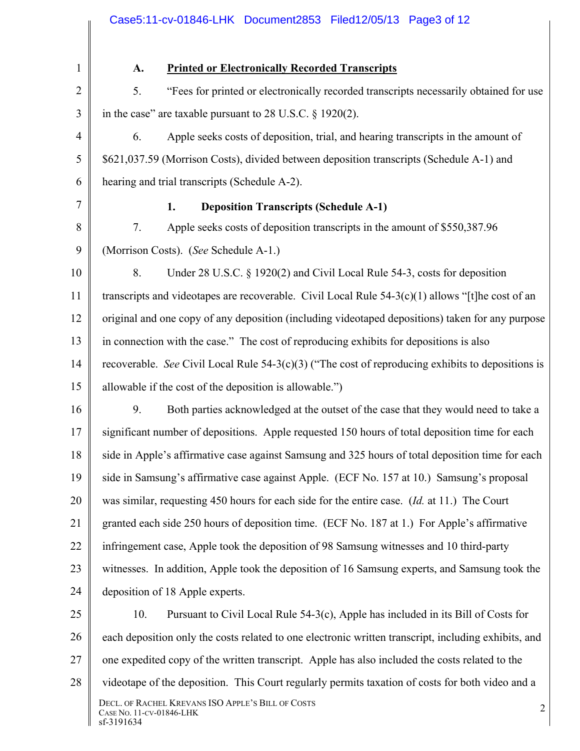### A. Printed or Electronically Recorded Transcripts

5. "Fees for printed or electronically recorded transcripts necessarily obtained for use in the case" are taxable pursuant to 28 U.S.C. § 1920(2).

6. Apple seeks costs of deposition, trial, and hearing transcripts in the amount of $621,037.59 (Morrison Costs), divided between deposition transcripts (Schedule A-1) and hearing and trial transcripts (Schedule A-2).

#### 1. Deposition Transcripts (Schedule A-1)

7. Apple seeks costs of deposition transcripts in the amount of $550,387.96 (Morrison Costs). (*See* Schedule A-1.)

8. Under 28 U.S.C. § 1920(2) and Civil Local Rule 54-3, costs for deposition transcripts and videotapes are recoverable. Civil Local Rule 54-3(c)(1) allows "[t]he cost of an original and one copy of any deposition (including videotaped depositions) taken for any purpose in connection with the case." The cost of reproducing exhibits for depositions is also recoverable. *See* Civil Local Rule 54-3(c)(3) ("The cost of reproducing exhibits to depositions is allowable if the cost of the deposition is allowable.")

9. Both parties acknowledged at the outset of the case that they would need to take a significant number of depositions. Apple requested 150 hours of total deposition time for each side in Apple's affirmative case against Samsung and 325 hours of total deposition time for each side in Samsung's affirmative case against Apple. (ECF No. 157 at 10.) Samsung's proposal was similar, requesting 450 hours for each side for the entire case. (*Id.* at 11.) The Court granted each side 250 hours of deposition time. (ECF No. 187 at 1.) For Apple's affirmative infringement case, Apple took the deposition of 98 Samsung witnesses and 10 third-party witnesses. In addition, Apple took the deposition of 16 Samsung experts, and Samsung took the deposition of 18 Apple experts.

10. Pursuant to Civil Local Rule 54-3(c), Apple has included in its Bill of Costs for each deposition only the costs related to one electronic written transcript, including exhibits, and one expedited copy of the written transcript. Apple has also included the costs related to the videotape of the deposition. This Court regularly permits taxation of costs for both video and a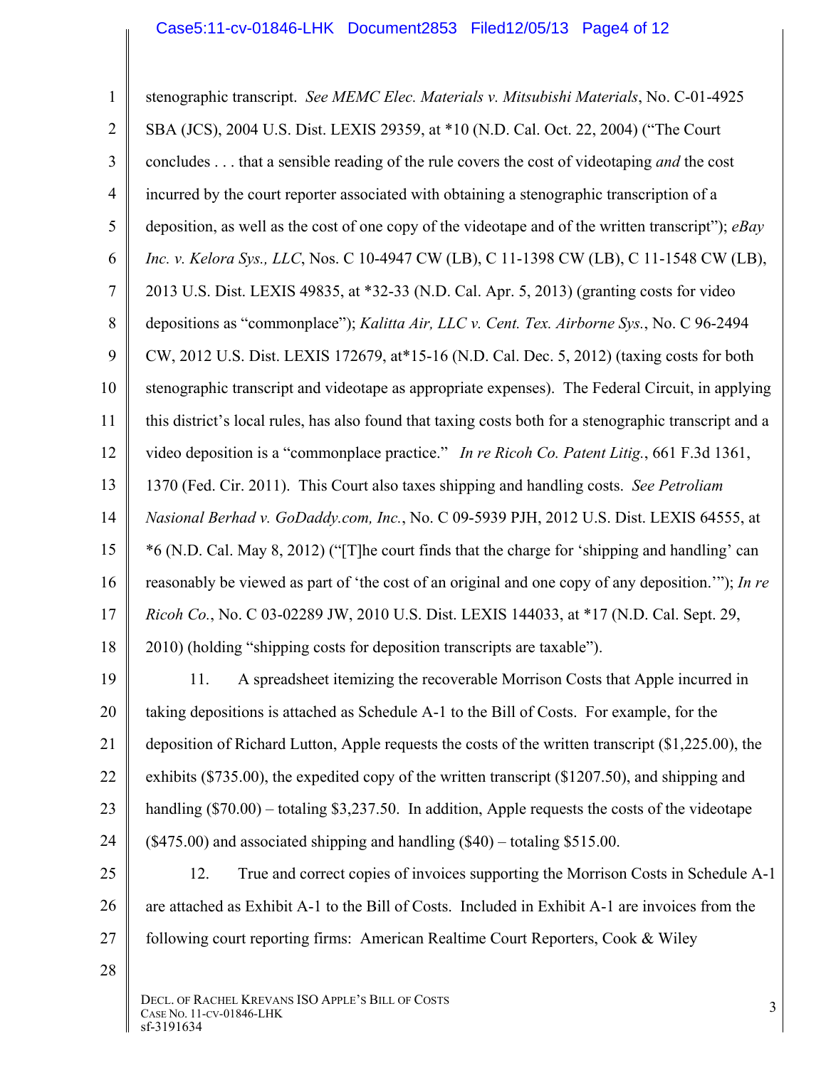stenographic transcript. *See MEMC Elec. Materials v. Mitsubishi Materials*, No. C-01-4925 SBA (JCS), 2004 U.S. Dist. LEXIS 29359, at *10 (N.D. Cal. Oct. 22, 2004) ("The Court concludes . . . that a sensible reading of the rule covers the cost of videotaping *and* the cost incurred by the court reporter associated with obtaining a stenographic transcription of a deposition, as well as the cost of one copy of the videotape and of the written transcript"); *eBay Inc. v. Kelora Sys., LLC*, Nos. C 10-4947 CW (LB), C 11-1398 CW (LB), C 11-1548 CW (LB), 2013 U.S. Dist. LEXIS 49835, at *32-33 (N.D. Cal. Apr. 5, 2013) (granting costs for video depositions as "commonplace"); *Kalitta Air, LLC v. Cent. Tex. Airborne Sys.*, No. C 96-2494 CW, 2012 U.S. Dist. LEXIS 172679, at*15-16 (N.D. Cal. Dec. 5, 2012) (taxing costs for both stenographic transcript and videotape as appropriate expenses). The Federal Circuit, in applying this district's local rules, has also found that taxing costs both for a stenographic transcript and a video deposition is a "commonplace practice." *In re Ricoh Co. Patent Litig.*, 661 F.3d 1361, 1370 (Fed. Cir. 2011). This Court also taxes shipping and handling costs. *See Petroliam Nasional Berhad v. GoDaddy.com, Inc.*, No. C 09-5939 PJH, 2012 U.S. Dist. LEXIS 64555, at *6 (N.D. Cal. May 8, 2012) ("[T]he court finds that the charge for 'shipping and handling' can reasonably be viewed as part of 'the cost of an original and one copy of any deposition.'"); *In re Ricoh Co.*, No. C 03-02289 JW, 2010 U.S. Dist. LEXIS 144033, at *17 (N.D. Cal. Sept. 29, 2010) (holding "shipping costs for deposition transcripts are taxable").

11. A spreadsheet itemizing the recoverable Morrison Costs that Apple incurred in taking depositions is attached as Schedule A-1 to the Bill of Costs. For example, for the deposition of Richard Lutton, Apple requests the costs of the written transcript ($1,225.00), the exhibits ($735.00), the expedited copy of the written transcript ($1207.50), and shipping and handling ($70.00) – totaling $3,237.50. In addition, Apple requests the costs of the videotape ($475.00) and associated shipping and handling ($40) – totaling $515.00.

12. True and correct copies of invoices supporting the Morrison Costs in Schedule A-1 are attached as Exhibit A-1 to the Bill of Costs. Included in Exhibit A-1 are invoices from the following court reporting firms: American Realtime Court Reporters, Cook & Wiley

DECL. OF RACHEL KREVANS ISO APPLE'S BILL OF COSTS
CASE NO. 11-CV-01846-LHK
sf-3191634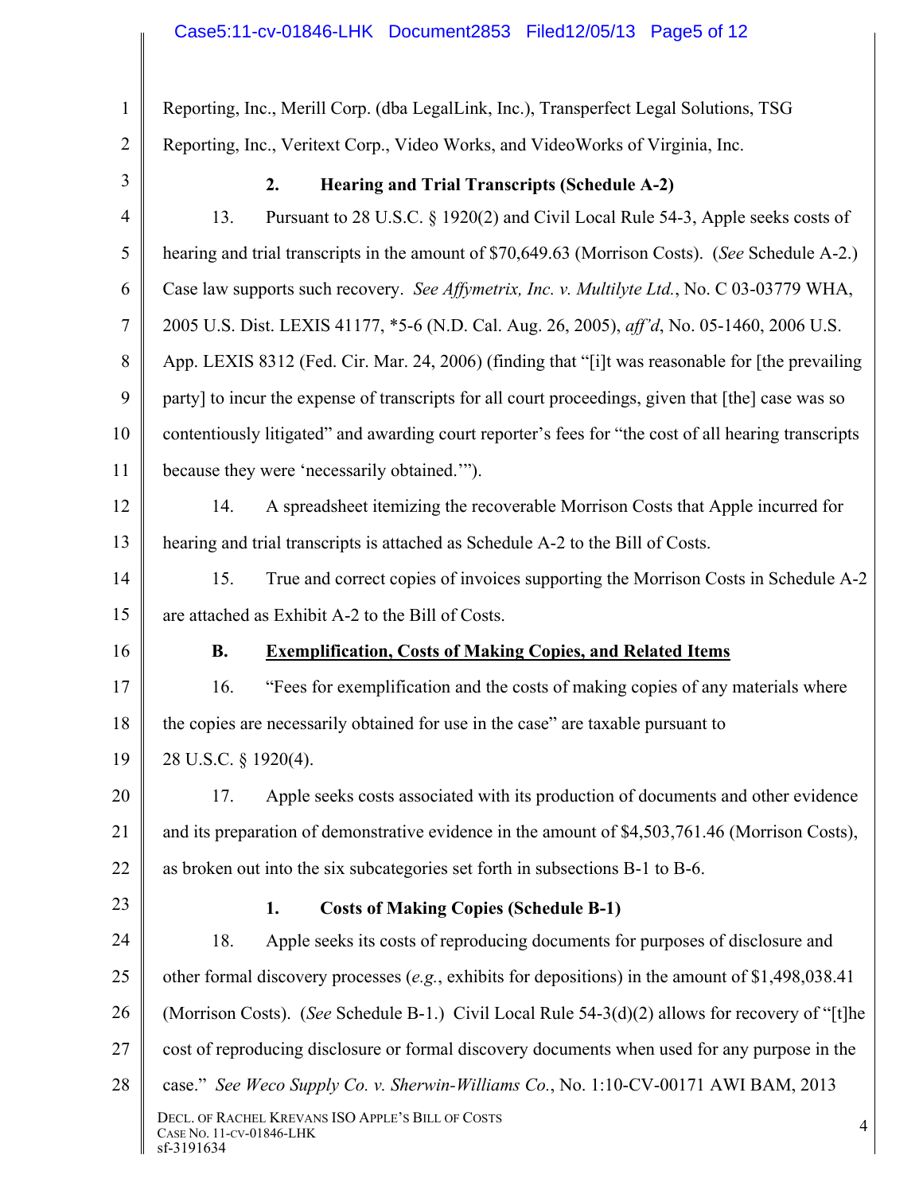Reporting, Inc., Merill Corp. (dba LegalLink, Inc.), Transperfect Legal Solutions, TSG Reporting, Inc., Veritext Corp., Video Works, and VideoWorks of Virginia, Inc.

**2. Hearing and Trial Transcripts (Schedule A-2)**

13. Pursuant to 28 U.S.C. § 1920(2) and Civil Local Rule 54-3, Apple seeks costs of hearing and trial transcripts in the amount of $70,649.63 (Morrison Costs). (*See* Schedule A-2.) Case law supports such recovery. *See Affymetrix, Inc. v. Multilyte Ltd.*, No. C 03-03779 WHA, 2005 U.S. Dist. LEXIS 41177, *5-6 (N.D. Cal. Aug. 26, 2005), *aff'd*, No. 05-1460, 2006 U.S. App. LEXIS 8312 (Fed. Cir. Mar. 24, 2006) (finding that "[i]t was reasonable for [the prevailing party] to incur the expense of transcripts for all court proceedings, given that [the] case was so contentiously litigated" and awarding court reporter's fees for "the cost of all hearing transcripts because they were 'necessarily obtained.'").

14. A spreadsheet itemizing the recoverable Morrison Costs that Apple incurred for hearing and trial transcripts is attached as Schedule A-2 to the Bill of Costs.

15. True and correct copies of invoices supporting the Morrison Costs in Schedule A-2 are attached as Exhibit A-2 to the Bill of Costs.

**B. <u>Exemplification, Costs of Making Copies, and Related Items</u>**

16. "Fees for exemplification and the costs of making copies of any materials where the copies are necessarily obtained for use in the case" are taxable pursuant to 28 U.S.C. § 1920(4).

17. Apple seeks costs associated with its production of documents and other evidence and its preparation of demonstrative evidence in the amount of $4,503,761.46 (Morrison Costs), as broken out into the six subcategories set forth in subsections B-1 to B-6.

**1. Costs of Making Copies (Schedule B-1)**

18. Apple seeks its costs of reproducing documents for purposes of disclosure and other formal discovery processes (*e.g.*, exhibits for depositions) in the amount of $1,498,038.41 (Morrison Costs). (*See* Schedule B-1.) Civil Local Rule 54-3(d)(2) allows for recovery of "[t]he cost of reproducing disclosure or formal discovery documents when used for any purpose in the case." *See Weco Supply Co. v. Sherwin-Williams Co.*, No. 1:10-CV-00171 AWI BAM, 2013

DECL. OF RACHEL KREVANS ISO APPLE'S BILL OF COSTS
CASE NO. 11-CV-01846-LHK
sf-3191634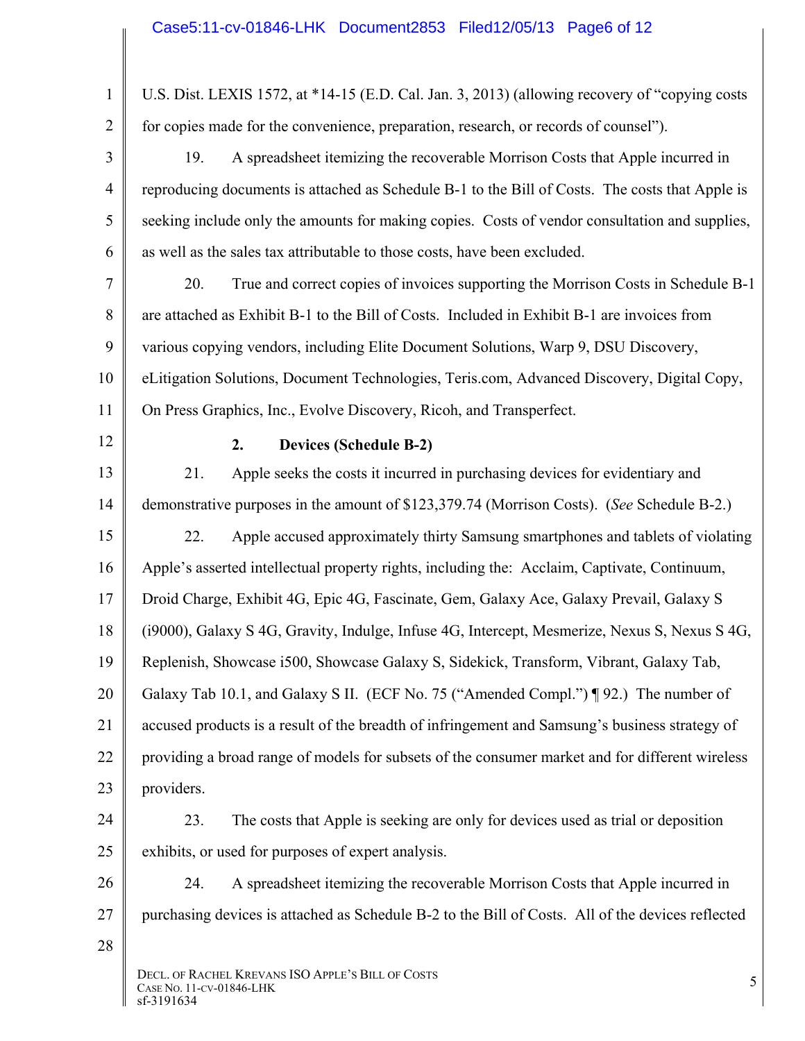U.S. Dist. LEXIS 1572, at *14-15 (E.D. Cal. Jan. 3, 2013) (allowing recovery of "copying costs for copies made for the convenience, preparation, research, or records of counsel").

19. A spreadsheet itemizing the recoverable Morrison Costs that Apple incurred in reproducing documents is attached as Schedule B-1 to the Bill of Costs. The costs that Apple is seeking include only the amounts for making copies. Costs of vendor consultation and supplies, as well as the sales tax attributable to those costs, have been excluded.

20. True and correct copies of invoices supporting the Morrison Costs in Schedule B-1 are attached as Exhibit B-1 to the Bill of Costs. Included in Exhibit B-1 are invoices from various copying vendors, including Elite Document Solutions, Warp 9, DSU Discovery, eLitigation Solutions, Document Technologies, Teris.com, Advanced Discovery, Digital Copy, On Press Graphics, Inc., Evolve Discovery, Ricoh, and Transperfect.

**2. Devices (Schedule B-2)**

21. Apple seeks the costs it incurred in purchasing devices for evidentiary and demonstrative purposes in the amount of $123,379.74 (Morrison Costs). (*See* Schedule B-2.)

22. Apple accused approximately thirty Samsung smartphones and tablets of violating Apple's asserted intellectual property rights, including the: Acclaim, Captivate, Continuum, Droid Charge, Exhibit 4G, Epic 4G, Fascinate, Gem, Galaxy Ace, Galaxy Prevail, Galaxy S (i9000), Galaxy S 4G, Gravity, Indulge, Infuse 4G, Intercept, Mesmerize, Nexus S, Nexus S 4G, Replenish, Showcase i500, Showcase Galaxy S, Sidekick, Transform, Vibrant, Galaxy Tab, Galaxy Tab 10.1, and Galaxy S II. (ECF No. 75 ("Amended Compl.") ¶ 92.) The number of accused products is a result of the breadth of infringement and Samsung's business strategy of providing a broad range of models for subsets of the consumer market and for different wireless providers.

23. The costs that Apple is seeking are only for devices used as trial or deposition exhibits, or used for purposes of expert analysis.

24. A spreadsheet itemizing the recoverable Morrison Costs that Apple incurred in purchasing devices is attached as Schedule B-2 to the Bill of Costs. All of the devices reflected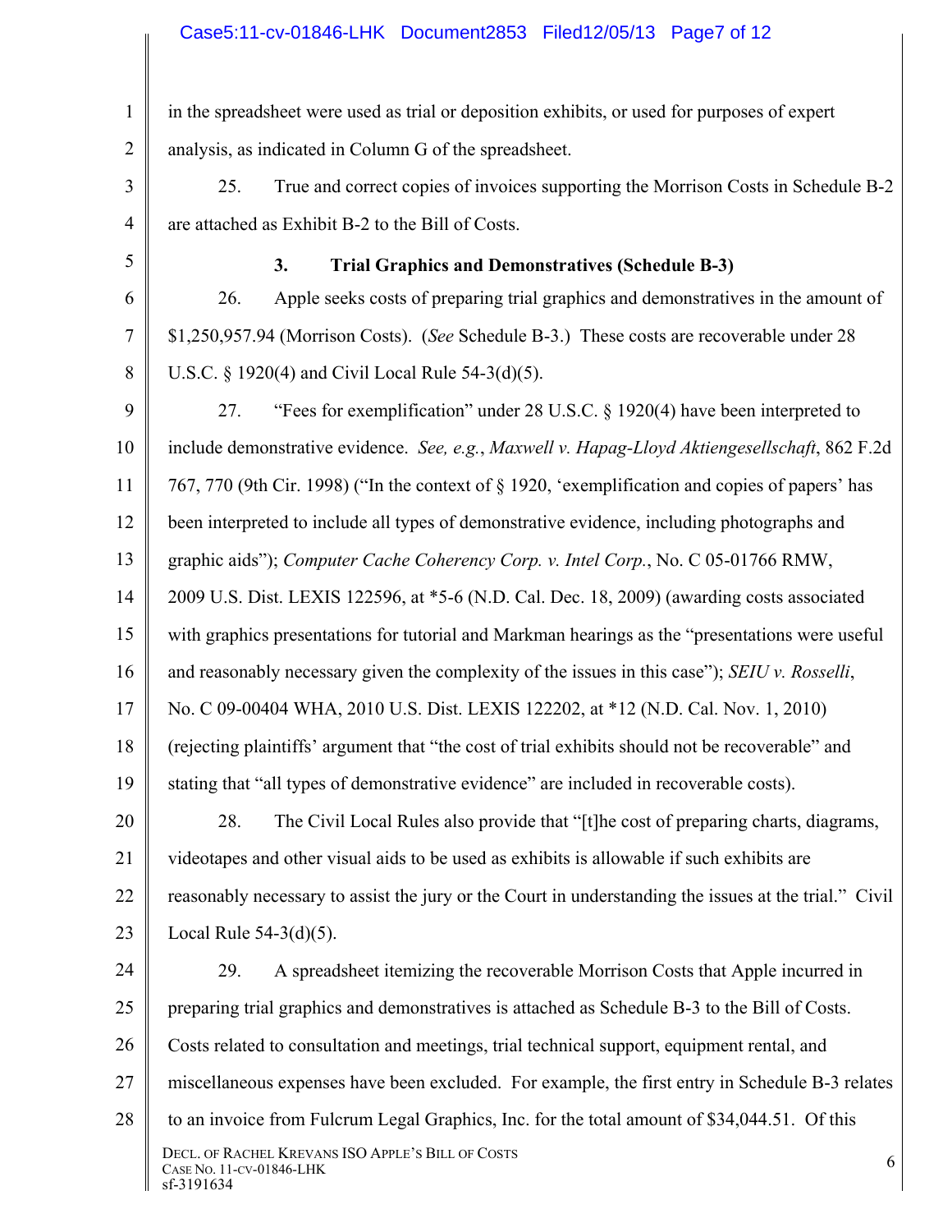in the spreadsheet were used as trial or deposition exhibits, or used for purposes of expert analysis, as indicated in Column G of the spreadsheet.

25. True and correct copies of invoices supporting the Morrison Costs in Schedule B-2 are attached as Exhibit B-2 to the Bill of Costs.

### 3. Trial Graphics and Demonstratives (Schedule B-3)

26. Apple seeks costs of preparing trial graphics and demonstratives in the amount of $1,250,957.94 (Morrison Costs). (*See* Schedule B-3.) These costs are recoverable under 28 U.S.C. § 1920(4) and Civil Local Rule 54-3(d)(5).

27. "Fees for exemplification" under 28 U.S.C. § 1920(4) have been interpreted to include demonstrative evidence. *See, e.g.*, *Maxwell v. Hapag-Lloyd Aktiengesellschaft*, 862 F.2d 767, 770 (9th Cir. 1998) ("In the context of § 1920, 'exemplification and copies of papers' has been interpreted to include all types of demonstrative evidence, including photographs and graphic aids"); *Computer Cache Coherency Corp. v. Intel Corp.*, No. C 05-01766 RMW, 2009 U.S. Dist. LEXIS 122596, at *5-6 (N.D. Cal. Dec. 18, 2009) (awarding costs associated with graphics presentations for tutorial and Markman hearings as the "presentations were useful and reasonably necessary given the complexity of the issues in this case"); *SEIU v. Rosselli*, No. C 09-00404 WHA, 2010 U.S. Dist. LEXIS 122202, at *12 (N.D. Cal. Nov. 1, 2010) (rejecting plaintiffs' argument that "the cost of trial exhibits should not be recoverable" and stating that "all types of demonstrative evidence" are included in recoverable costs).

28. The Civil Local Rules also provide that "[t]he cost of preparing charts, diagrams, videotapes and other visual aids to be used as exhibits is allowable if such exhibits are reasonably necessary to assist the jury or the Court in understanding the issues at the trial." Civil Local Rule 54-3(d)(5).

29. A spreadsheet itemizing the recoverable Morrison Costs that Apple incurred in preparing trial graphics and demonstratives is attached as Schedule B-3 to the Bill of Costs. Costs related to consultation and meetings, trial technical support, equipment rental, and miscellaneous expenses have been excluded. For example, the first entry in Schedule B-3 relates to an invoice from Fulcrum Legal Graphics, Inc. for the total amount of $34,044.51. Of this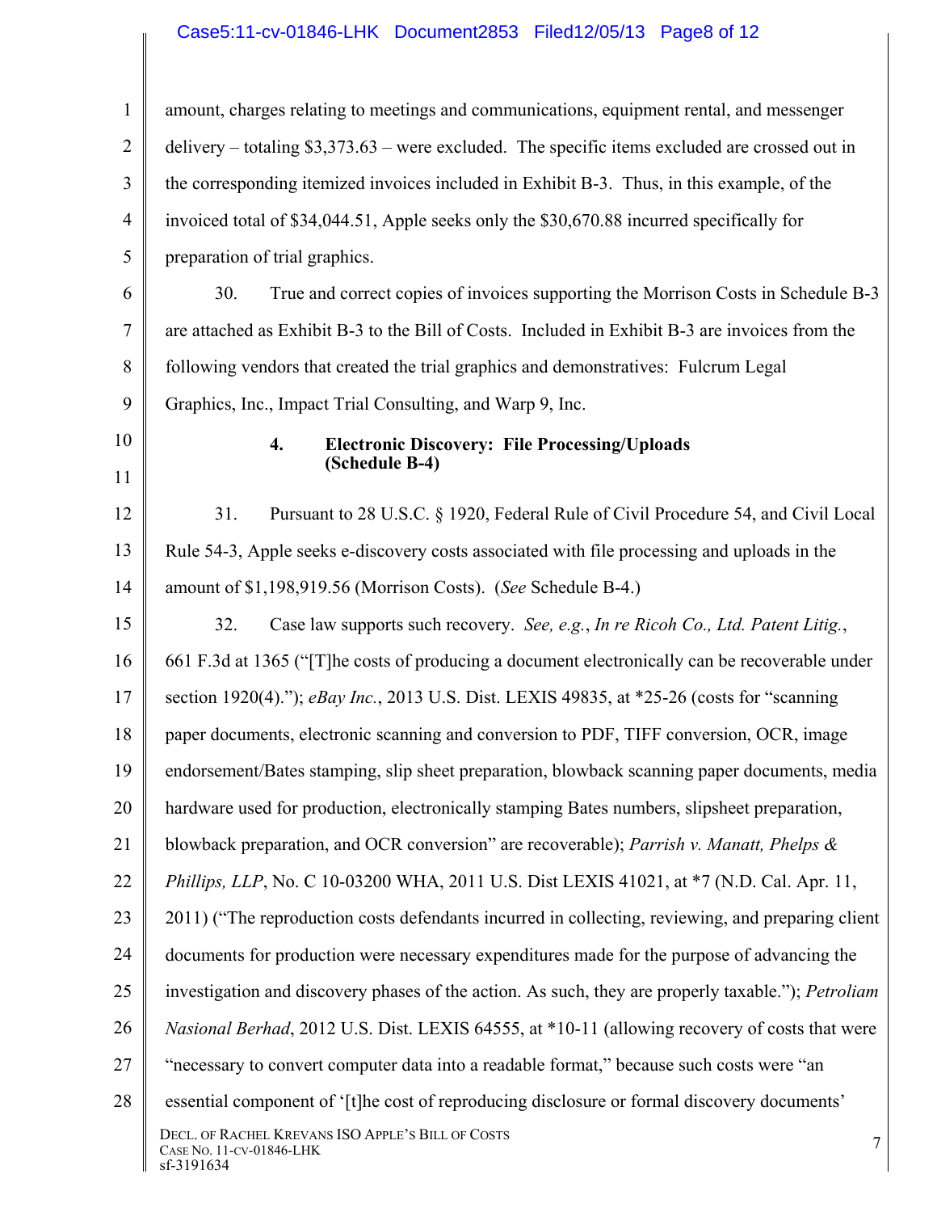amount, charges relating to meetings and communications, equipment rental, and messenger delivery – totaling $3,373.63 – were excluded. The specific items excluded are crossed out in the corresponding itemized invoices included in Exhibit B-3. Thus, in this example, of the invoiced total of $34,044.51, Apple seeks only the $30,670.88 incurred specifically for preparation of trial graphics.

30. True and correct copies of invoices supporting the Morrison Costs in Schedule B-3 are attached as Exhibit B-3 to the Bill of Costs. Included in Exhibit B-3 are invoices from the following vendors that created the trial graphics and demonstratives: Fulcrum Legal Graphics, Inc., Impact Trial Consulting, and Warp 9, Inc.

### 4. Electronic Discovery: File Processing/Uploads (Schedule B-4)

31. Pursuant to 28 U.S.C. § 1920, Federal Rule of Civil Procedure 54, and Civil Local Rule 54-3, Apple seeks e-discovery costs associated with file processing and uploads in the amount of $1,198,919.56 (Morrison Costs). (*See* Schedule B-4.)

32. Case law supports such recovery. *See, e.g.*, *In re Ricoh Co., Ltd. Patent Litig.*, 661 F.3d at 1365 ("[T]he costs of producing a document electronically can be recoverable under section 1920(4)."); *eBay Inc.*, 2013 U.S. Dist. LEXIS 49835, at *25-26 (costs for "scanning paper documents, electronic scanning and conversion to PDF, TIFF conversion, OCR, image endorsement/Bates stamping, slip sheet preparation, blowback scanning paper documents, media hardware used for production, electronically stamping Bates numbers, slipsheet preparation, blowback preparation, and OCR conversion" are recoverable); *Parrish v. Manatt, Phelps & Phillips, LLP*, No. C 10-03200 WHA, 2011 U.S. Dist LEXIS 41021, at *7 (N.D. Cal. Apr. 11, 2011) ("The reproduction costs defendants incurred in collecting, reviewing, and preparing client documents for production were necessary expenditures made for the purpose of advancing the investigation and discovery phases of the action. As such, they are properly taxable."); *Petroliam Nasional Berhad*, 2012 U.S. Dist. LEXIS 64555, at *10-11 (allowing recovery of costs that were "necessary to convert computer data into a readable format," because such costs were "an essential component of '[t]he cost of reproducing disclosure or formal discovery documents'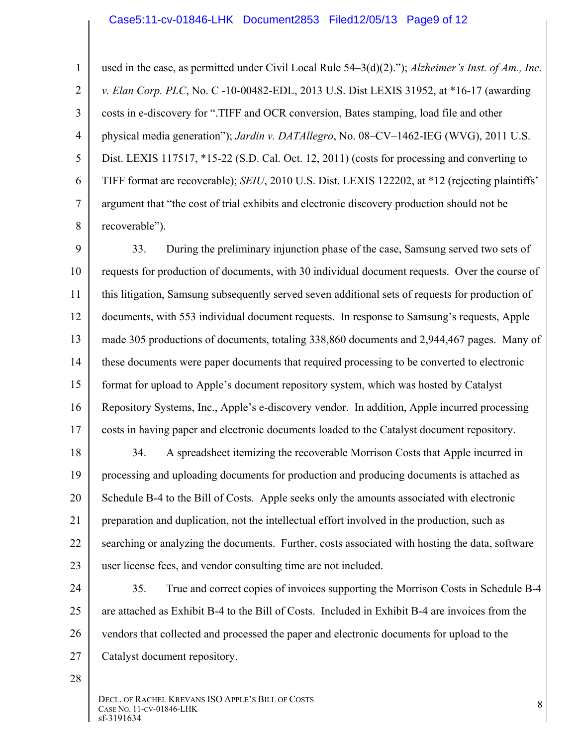used in the case, as permitted under Civil Local Rule 54–3(d)(2).”); *Alzheimer’s Inst. of Am., Inc. v. Elan Corp. PLC*, No. C -10-00482-EDL, 2013 U.S. Dist LEXIS 31952, at *16-17 (awarding costs in e-discovery for “.TIFF and OCR conversion, Bates stamping, load file and other physical media generation”); *Jardin v. DATAllegro*, No. 08–CV–1462-IEG (WVG), 2011 U.S. Dist. LEXIS 117517, *15-22 (S.D. Cal. Oct. 12, 2011) (costs for processing and converting to TIFF format are recoverable); *SEIU*, 2010 U.S. Dist. LEXIS 122202, at *12 (rejecting plaintiffs’ argument that “the cost of trial exhibits and electronic discovery production should not be recoverable”).

33. During the preliminary injunction phase of the case, Samsung served two sets of requests for production of documents, with 30 individual document requests. Over the course of this litigation, Samsung subsequently served seven additional sets of requests for production of documents, with 553 individual document requests. In response to Samsung’s requests, Apple made 305 productions of documents, totaling 338,860 documents and 2,944,467 pages. Many of these documents were paper documents that required processing to be converted to electronic format for upload to Apple’s document repository system, which was hosted by Catalyst Repository Systems, Inc., Apple’s e-discovery vendor. In addition, Apple incurred processing costs in having paper and electronic documents loaded to the Catalyst document repository.

34. A spreadsheet itemizing the recoverable Morrison Costs that Apple incurred in processing and uploading documents for production and producing documents is attached as Schedule B-4 to the Bill of Costs. Apple seeks only the amounts associated with electronic preparation and duplication, not the intellectual effort involved in the production, such as searching or analyzing the documents. Further, costs associated with hosting the data, software user license fees, and vendor consulting time are not included.

35. True and correct copies of invoices supporting the Morrison Costs in Schedule B-4 are attached as Exhibit B-4 to the Bill of Costs. Included in Exhibit B-4 are invoices from the vendors that collected and processed the paper and electronic documents for upload to the Catalyst document repository.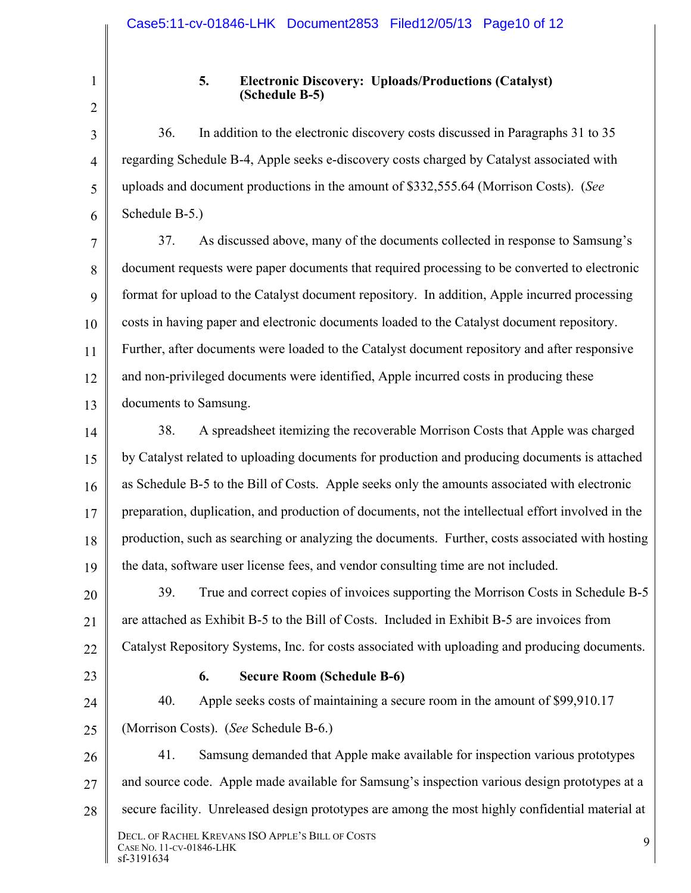### 5. Electronic Discovery: Uploads/Productions (Catalyst) (Schedule B-5)

36. In addition to the electronic discovery costs discussed in Paragraphs 31 to 35 regarding Schedule B-4, Apple seeks e-discovery costs charged by Catalyst associated with uploads and document productions in the amount of $332,555.64 (Morrison Costs). (*See* Schedule B-5.)

37. As discussed above, many of the documents collected in response to Samsung's document requests were paper documents that required processing to be converted to electronic format for upload to the Catalyst document repository. In addition, Apple incurred processing costs in having paper and electronic documents loaded to the Catalyst document repository. Further, after documents were loaded to the Catalyst document repository and after responsive and non-privileged documents were identified, Apple incurred costs in producing these documents to Samsung.

38. A spreadsheet itemizing the recoverable Morrison Costs that Apple was charged by Catalyst related to uploading documents for production and producing documents is attached as Schedule B-5 to the Bill of Costs. Apple seeks only the amounts associated with electronic preparation, duplication, and production of documents, not the intellectual effort involved in the production, such as searching or analyzing the documents. Further, costs associated with hosting the data, software user license fees, and vendor consulting time are not included.

39. True and correct copies of invoices supporting the Morrison Costs in Schedule B-5 are attached as Exhibit B-5 to the Bill of Costs. Included in Exhibit B-5 are invoices from Catalyst Repository Systems, Inc. for costs associated with uploading and producing documents.

### 6. Secure Room (Schedule B-6)

40. Apple seeks costs of maintaining a secure room in the amount of $99,910.17 (Morrison Costs). (*See* Schedule B-6.)

41. Samsung demanded that Apple make available for inspection various prototypes and source code. Apple made available for Samsung's inspection various design prototypes at a secure facility. Unreleased design prototypes are among the most highly confidential material at

DECL. OF RACHEL KREVANS ISO APPLE'S BILL OF COSTS
CASE NO. 11-CV-01846-LHK
sf-3191634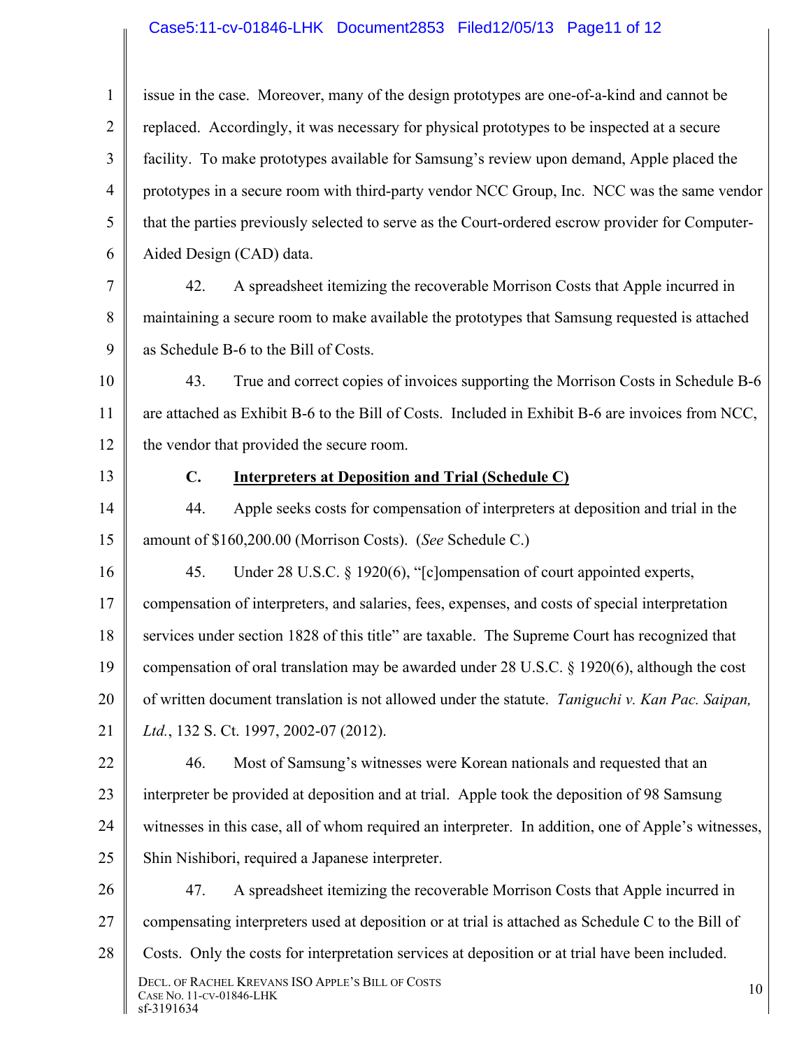issue in the case. Moreover, many of the design prototypes are one-of-a-kind and cannot be replaced. Accordingly, it was necessary for physical prototypes to be inspected at a secure facility. To make prototypes available for Samsung's review upon demand, Apple placed the prototypes in a secure room with third-party vendor NCC Group, Inc. NCC was the same vendor that the parties previously selected to serve as the Court-ordered escrow provider for Computer-Aided Design (CAD) data.

42. A spreadsheet itemizing the recoverable Morrison Costs that Apple incurred in maintaining a secure room to make available the prototypes that Samsung requested is attached as Schedule B-6 to the Bill of Costs.

43. True and correct copies of invoices supporting the Morrison Costs in Schedule B-6 are attached as Exhibit B-6 to the Bill of Costs. Included in Exhibit B-6 are invoices from NCC, the vendor that provided the secure room.

### C. Interpreters at Deposition and Trial (Schedule C)

44. Apple seeks costs for compensation of interpreters at deposition and trial in the amount of $160,200.00 (Morrison Costs). (*See* Schedule C.)

45. Under 28 U.S.C. § 1920(6), "[c]ompensation of court appointed experts, compensation of interpreters, and salaries, fees, expenses, and costs of special interpretation services under section 1828 of this title" are taxable. The Supreme Court has recognized that compensation of oral translation may be awarded under 28 U.S.C. § 1920(6), although the cost of written document translation is not allowed under the statute. *Taniguchi v. Kan Pac. Saipan, Ltd.*, 132 S. Ct. 1997, 2002-07 (2012).

46. Most of Samsung's witnesses were Korean nationals and requested that an interpreter be provided at deposition and at trial. Apple took the deposition of 98 Samsung witnesses in this case, all of whom required an interpreter. In addition, one of Apple's witnesses, Shin Nishibori, required a Japanese interpreter.

47. A spreadsheet itemizing the recoverable Morrison Costs that Apple incurred in compensating interpreters used at deposition or at trial is attached as Schedule C to the Bill of Costs. Only the costs for interpretation services at deposition or at trial have been included.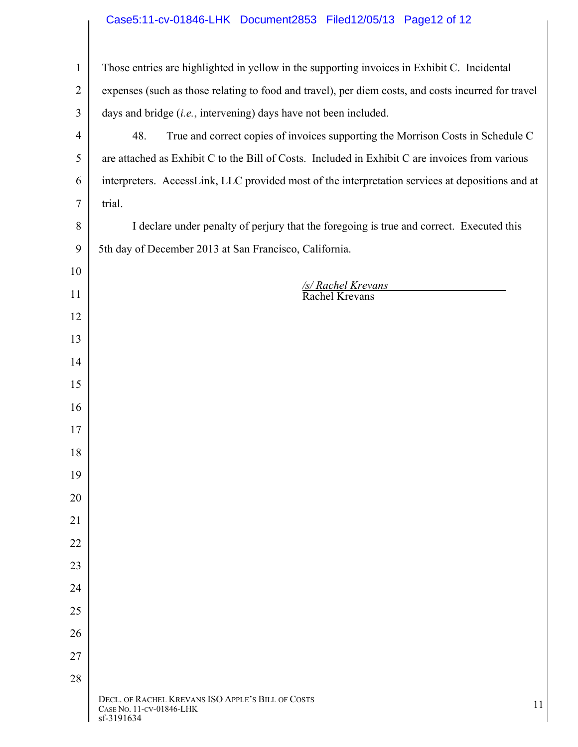Those entries are highlighted in yellow in the supporting invoices in Exhibit C. Incidental expenses (such as those relating to food and travel), per diem costs, and costs incurred for travel days and bridge (*i.e.*, intervening) days have not been included.

48. True and correct copies of invoices supporting the Morrison Costs in Schedule C are attached as Exhibit C to the Bill of Costs. Included in Exhibit C are invoices from various interpreters. AccessLink, LLC provided most of the interpretation services at depositions and at trial.

I declare under penalty of perjury that the foregoing is true and correct. Executed this 5th day of December 2013 at San Francisco, California.

*/s/ Rachel Krevans*
Rachel Krevans

DECL. OF RACHEL KREVANS ISO APPLE'S BILL OF COSTS
CASE NO. 11-CV-01846-LHK
sf-3191634